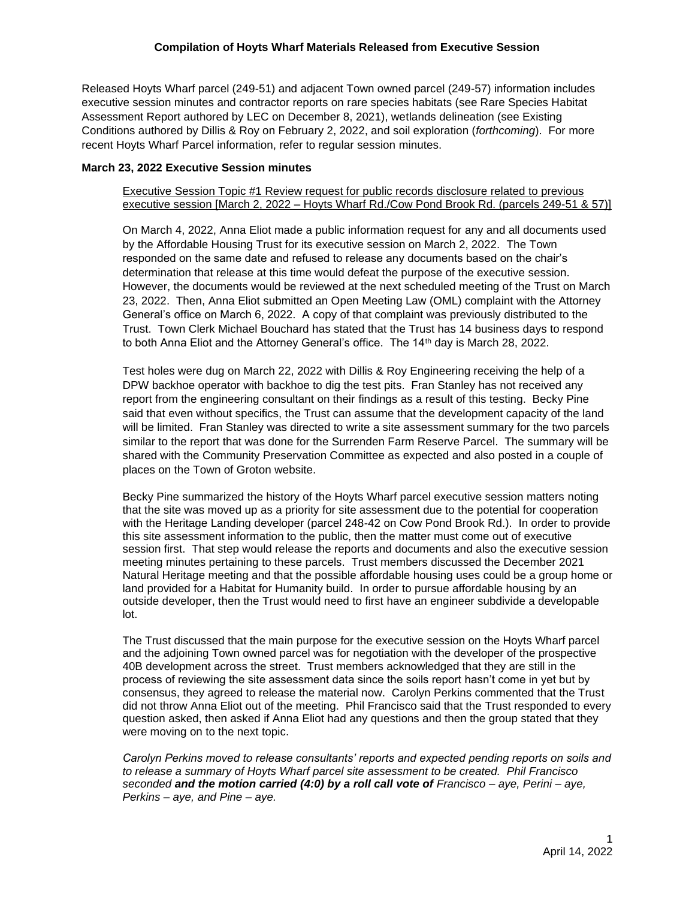# Compilation of Hoyts Wharf Materials Released from Executive Session

Released Hoyts Wharf parcel (249-51) and adjacent Town owned parcel (249-57) information includes executive session minutes and contractor reports on rare species habitats (see Rare Species Habitat Assessment Report authored by LEC on December 8, 2021), wetlands delineation (see Existing Conditions authored by Dillis & Roy on February 2, 2022, and soil exploration (*forthcoming*). For more recent Hoyts Wharf Parcel information, refer to regular session minutes.

## March 23, 2022 Executive Session minutes

<u>Executive Session Topic #1 Review request for public records disclosure related to previous executive session [March 2, 2022 – Hoyts Wharf Rd./Cow Pond Brook Rd. (parcels 249-51 & 57)]</u>

On March 4, 2022, Anna Eliot made a public information request for any and all documents used by the Affordable Housing Trust for its executive session on March 2, 2022. The Town responded on the same date and refused to release any documents based on the chair's determination that release at this time would defeat the purpose of the executive session. However, the documents would be reviewed at the next scheduled meeting of the Trust on March 23, 2022. Then, Anna Eliot submitted an Open Meeting Law (OML) complaint with the Attorney General's office on March 6, 2022. A copy of that complaint was previously distributed to the Trust. Town Clerk Michael Bouchard has stated that the Trust has 14 business days to respond to both Anna Eliot and the Attorney General's office. The 14th day is March 28, 2022.

Test holes were dug on March 22, 2022 with Dillis & Roy Engineering receiving the help of a DPW backhoe operator with backhoe to dig the test pits. Fran Stanley has not received any report from the engineering consultant on their findings as a result of this testing. Becky Pine said that even without specifics, the Trust can assume that the development capacity of the land will be limited. Fran Stanley was directed to write a site assessment summary for the two parcels similar to the report that was done for the Surrenden Farm Reserve Parcel. The summary will be shared with the Community Preservation Committee as expected and also posted in a couple of places on the Town of Groton website.

Becky Pine summarized the history of the Hoyts Wharf parcel executive session matters noting that the site was moved up as a priority for site assessment due to the potential for cooperation with the Heritage Landing developer (parcel 248-42 on Cow Pond Brook Rd.). In order to provide this site assessment information to the public, then the matter must come out of executive session first. That step would release the reports and documents and also the executive session meeting minutes pertaining to these parcels. Trust members discussed the December 2021 Natural Heritage meeting and that the possible affordable housing uses could be a group home or land provided for a Habitat for Humanity build. In order to pursue affordable housing by an outside developer, then the Trust would need to first have an engineer subdivide a developable lot.

The Trust discussed that the main purpose for the executive session on the Hoyts Wharf parcel and the adjoining Town owned parcel was for negotiation with the developer of the prospective 40B development across the street. Trust members acknowledged that they are still in the process of reviewing the site assessment data since the soils report hasn't come in yet but by consensus, they agreed to release the material now. Carolyn Perkins commented that the Trust did not throw Anna Eliot out of the meeting. Phil Francisco said that the Trust responded to every question asked, then asked if Anna Eliot had any questions and then the group stated that they were moving on to the next topic.

*Carolyn Perkins moved to release consultants' reports and expected pending reports on soils and to release a summary of Hoyts Wharf parcel site assessment to be created. Phil Francisco seconded **and the motion carried (4:0) by a roll call vote of** Francisco – aye, Perini – aye, Perkins – aye, and Pine – aye.*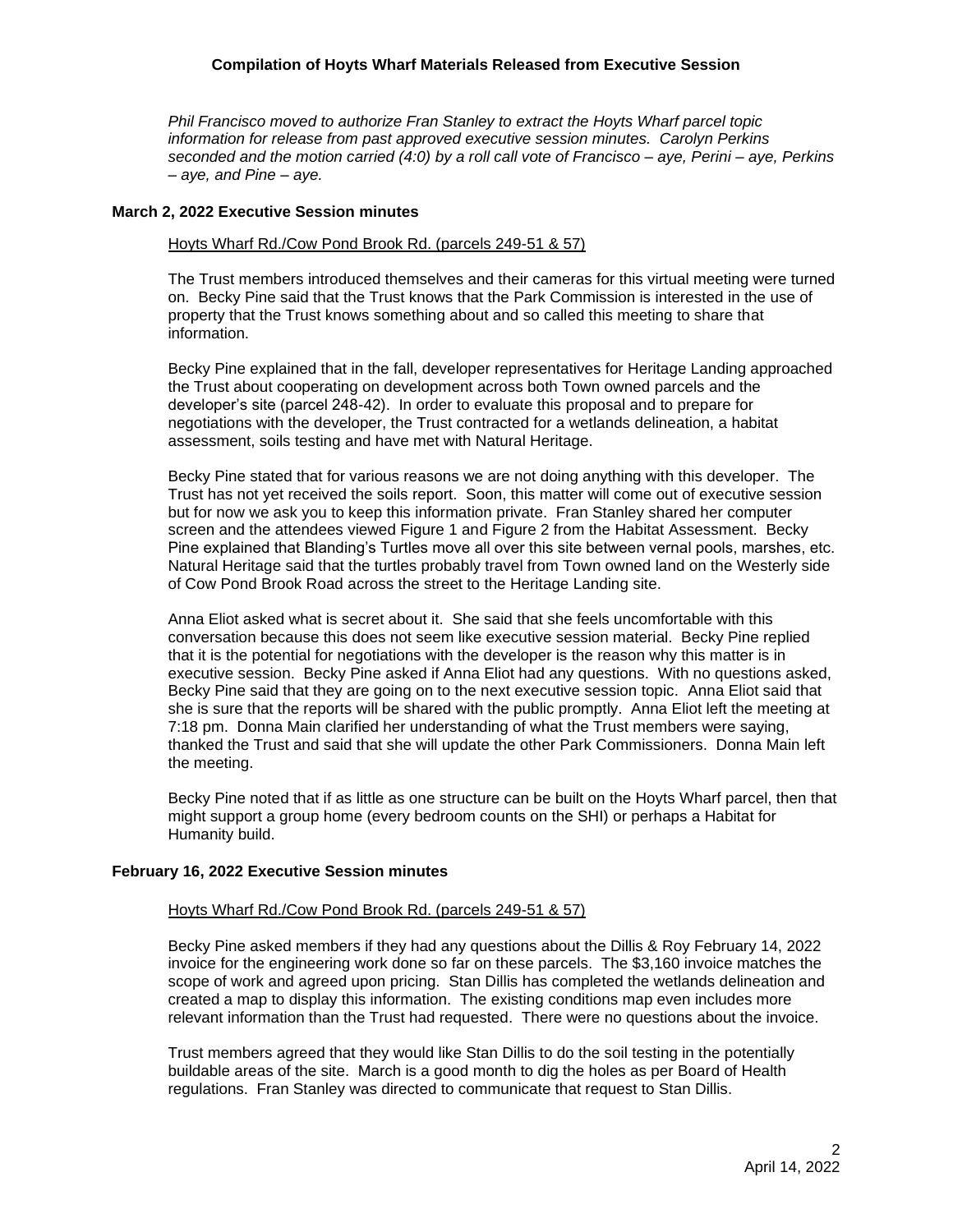*Phil Francisco moved to authorize Fran Stanley to extract the Hoyts Wharf parcel topic information for release from past approved executive session minutes. Carolyn Perkins seconded and the motion carried (4:0) by a roll call vote of Francisco – aye, Perini – aye, Perkins – aye, and Pine – aye.*

**March 2, 2022 Executive Session minutes**

Hoyts Wharf Rd./Cow Pond Brook Rd. (parcels 249-51 & 57)

The Trust members introduced themselves and their cameras for this virtual meeting were turned on. Becky Pine said that the Trust knows that the Park Commission is interested in the use of property that the Trust knows something about and so called this meeting to share that information.

Becky Pine explained that in the fall, developer representatives for Heritage Landing approached the Trust about cooperating on development across both Town owned parcels and the developer's site (parcel 248-42). In order to evaluate this proposal and to prepare for negotiations with the developer, the Trust contracted for a wetlands delineation, a habitat assessment, soils testing and have met with Natural Heritage.

Becky Pine stated that for various reasons we are not doing anything with this developer. The Trust has not yet received the soils report. Soon, this matter will come out of executive session but for now we ask you to keep this information private. Fran Stanley shared her computer screen and the attendees viewed Figure 1 and Figure 2 from the Habitat Assessment. Becky Pine explained that Blanding's Turtles move all over this site between vernal pools, marshes, etc. Natural Heritage said that the turtles probably travel from Town owned land on the Westerly side of Cow Pond Brook Road across the street to the Heritage Landing site.

Anna Eliot asked what is secret about it. She said that she feels uncomfortable with this conversation because this does not seem like executive session material. Becky Pine replied that it is the potential for negotiations with the developer is the reason why this matter is in executive session. Becky Pine asked if Anna Eliot had any questions. With no questions asked, Becky Pine said that they are going on to the next executive session topic. Anna Eliot said that she is sure that the reports will be shared with the public promptly. Anna Eliot left the meeting at 7:18 pm. Donna Main clarified her understanding of what the Trust members were saying, thanked the Trust and said that she will update the other Park Commissioners. Donna Main left the meeting.

Becky Pine noted that if as little as one structure can be built on the Hoyts Wharf parcel, then that might support a group home (every bedroom counts on the SHI) or perhaps a Habitat for Humanity build.

**February 16, 2022 Executive Session minutes**

Hoyts Wharf Rd./Cow Pond Brook Rd. (parcels 249-51 & 57)

Becky Pine asked members if they had any questions about the Dillis & Roy February 14, 2022 invoice for the engineering work done so far on these parcels. The $3,160 invoice matches the scope of work and agreed upon pricing. Stan Dillis has completed the wetlands delineation and created a map to display this information. The existing conditions map even includes more relevant information than the Trust had requested. There were no questions about the invoice.

Trust members agreed that they would like Stan Dillis to do the soil testing in the potentially buildable areas of the site. March is a good month to dig the holes as per Board of Health regulations. Fran Stanley was directed to communicate that request to Stan Dillis.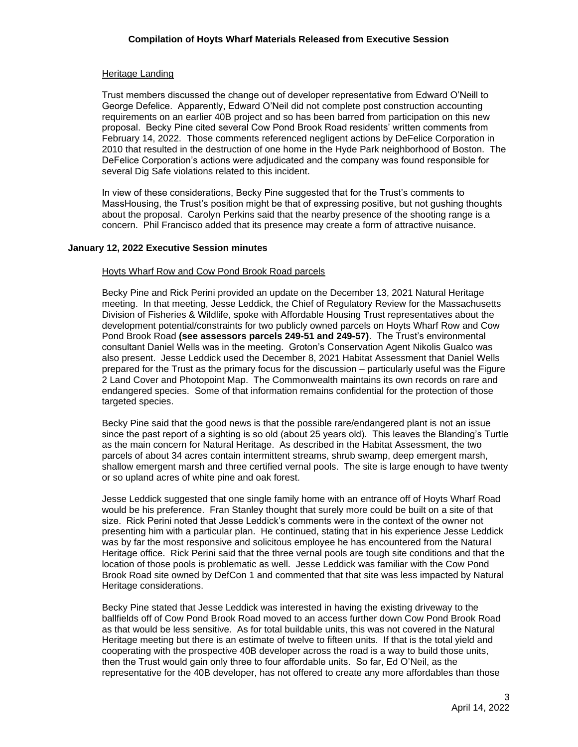### Heritage Landing

Trust members discussed the change out of developer representative from Edward O'Neill to George Defelice. Apparently, Edward O'Neil did not complete post construction accounting requirements on an earlier 40B project and so has been barred from participation on this new proposal. Becky Pine cited several Cow Pond Brook Road residents' written comments from February 14, 2022. Those comments referenced negligent actions by DeFelice Corporation in 2010 that resulted in the destruction of one home in the Hyde Park neighborhood of Boston. The DeFelice Corporation's actions were adjudicated and the company was found responsible for several Dig Safe violations related to this incident.

In view of these considerations, Becky Pine suggested that for the Trust's comments to MassHousing, the Trust's position might be that of expressing positive, but not gushing thoughts about the proposal. Carolyn Perkins said that the nearby presence of the shooting range is a concern. Phil Francisco added that its presence may create a form of attractive nuisance.

## January 12, 2022 Executive Session minutes

### Hoyts Wharf Row and Cow Pond Brook Road parcels

Becky Pine and Rick Perini provided an update on the December 13, 2021 Natural Heritage meeting. In that meeting, Jesse Leddick, the Chief of Regulatory Review for the Massachusetts Division of Fisheries & Wildlife, spoke with Affordable Housing Trust representatives about the development potential/constraints for two publicly owned parcels on Hoyts Wharf Row and Cow Pond Brook Road **(see assessors parcels 249-51 and 249-57)**. The Trust's environmental consultant Daniel Wells was in the meeting. Groton's Conservation Agent Nikolis Gualco was also present. Jesse Leddick used the December 8, 2021 Habitat Assessment that Daniel Wells prepared for the Trust as the primary focus for the discussion – particularly useful was the Figure 2 Land Cover and Photopoint Map. The Commonwealth maintains its own records on rare and endangered species. Some of that information remains confidential for the protection of those targeted species.

Becky Pine said that the good news is that the possible rare/endangered plant is not an issue since the past report of a sighting is so old (about 25 years old). This leaves the Blanding's Turtle as the main concern for Natural Heritage. As described in the Habitat Assessment, the two parcels of about 34 acres contain intermittent streams, shrub swamp, deep emergent marsh, shallow emergent marsh and three certified vernal pools. The site is large enough to have twenty or so upland acres of white pine and oak forest.

Jesse Leddick suggested that one single family home with an entrance off of Hoyts Wharf Road would be his preference. Fran Stanley thought that surely more could be built on a site of that size. Rick Perini noted that Jesse Leddick's comments were in the context of the owner not presenting him with a particular plan. He continued, stating that in his experience Jesse Leddick was by far the most responsive and solicitous employee he has encountered from the Natural Heritage office. Rick Perini said that the three vernal pools are tough site conditions and that the location of those pools is problematic as well. Jesse Leddick was familiar with the Cow Pond Brook Road site owned by DefCon 1 and commented that that site was less impacted by Natural Heritage considerations.

Becky Pine stated that Jesse Leddick was interested in having the existing driveway to the ballfields off of Cow Pond Brook Road moved to an access further down Cow Pond Brook Road as that would be less sensitive. As for total buildable units, this was not covered in the Natural Heritage meeting but there is an estimate of twelve to fifteen units. If that is the total yield and cooperating with the prospective 40B developer across the road is a way to build those units, then the Trust would gain only three to four affordable units. So far, Ed O'Neil, as the representative for the 40B developer, has not offered to create any more affordables than those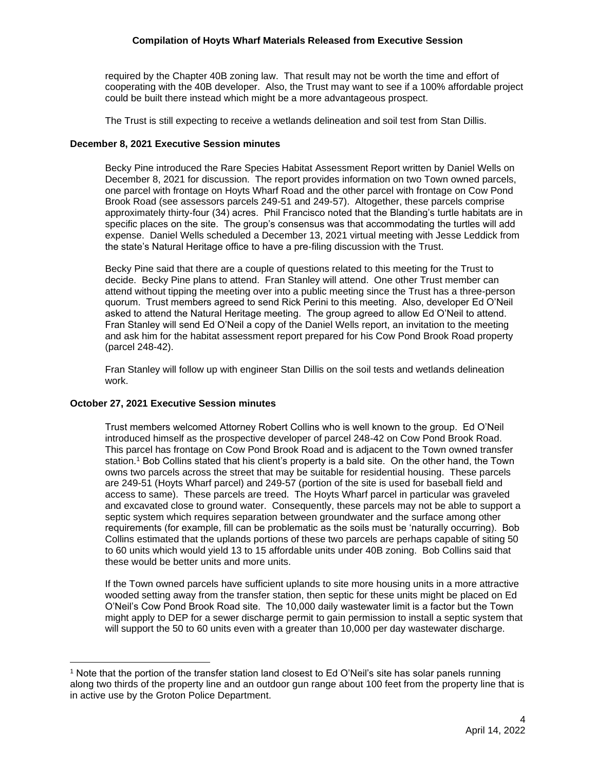required by the Chapter 40B zoning law. That result may not be worth the time and effort of cooperating with the 40B developer. Also, the Trust may want to see if a 100% affordable project could be built there instead which might be a more advantageous prospect.

The Trust is still expecting to receive a wetlands delineation and soil test from Stan Dillis.

**December 8, 2021 Executive Session minutes**

Becky Pine introduced the Rare Species Habitat Assessment Report written by Daniel Wells on December 8, 2021 for discussion. The report provides information on two Town owned parcels, one parcel with frontage on Hoyts Wharf Road and the other parcel with frontage on Cow Pond Brook Road (see assessors parcels 249-51 and 249-57). Altogether, these parcels comprise approximately thirty-four (34) acres. Phil Francisco noted that the Blanding's turtle habitats are in specific places on the site. The group's consensus was that accommodating the turtles will add expense. Daniel Wells scheduled a December 13, 2021 virtual meeting with Jesse Leddick from the state's Natural Heritage office to have a pre-filing discussion with the Trust.

Becky Pine said that there are a couple of questions related to this meeting for the Trust to decide. Becky Pine plans to attend. Fran Stanley will attend. One other Trust member can attend without tipping the meeting over into a public meeting since the Trust has a three-person quorum. Trust members agreed to send Rick Perini to this meeting. Also, developer Ed O'Neil asked to attend the Natural Heritage meeting. The group agreed to allow Ed O'Neil to attend. Fran Stanley will send Ed O'Neil a copy of the Daniel Wells report, an invitation to the meeting and ask him for the habitat assessment report prepared for his Cow Pond Brook Road property (parcel 248-42).

Fran Stanley will follow up with engineer Stan Dillis on the soil tests and wetlands delineation work.

**October 27, 2021 Executive Session minutes**

Trust members welcomed Attorney Robert Collins who is well known to the group. Ed O'Neil introduced himself as the prospective developer of parcel 248-42 on Cow Pond Brook Road. This parcel has frontage on Cow Pond Brook Road and is adjacent to the Town owned transfer station.[1] Bob Collins stated that his client's property is a bald site. On the other hand, the Town owns two parcels across the street that may be suitable for residential housing. These parcels are 249-51 (Hoyts Wharf parcel) and 249-57 (portion of the site is used for baseball field and access to same). These parcels are treed. The Hoyts Wharf parcel in particular was graveled and excavated close to ground water. Consequently, these parcels may not be able to support a septic system which requires separation between groundwater and the surface among other requirements (for example, fill can be problematic as the soils must be 'naturally occurring). Bob Collins estimated that the uplands portions of these two parcels are perhaps capable of siting 50 to 60 units which would yield 13 to 15 affordable units under 40B zoning. Bob Collins said that these would be better units and more units.

If the Town owned parcels have sufficient uplands to site more housing units in a more attractive wooded setting away from the transfer station, then septic for these units might be placed on Ed O'Neil's Cow Pond Brook Road site. The 10,000 daily wastewater limit is a factor but the Town might apply to DEP for a sewer discharge permit to gain permission to install a septic system that will support the 50 to 60 units even with a greater than 10,000 per day wastewater discharge.

[1] Note that the portion of the transfer station land closest to Ed O'Neil's site has solar panels running along two thirds of the property line and an outdoor gun range about 100 feet from the property line that is in active use by the Groton Police Department.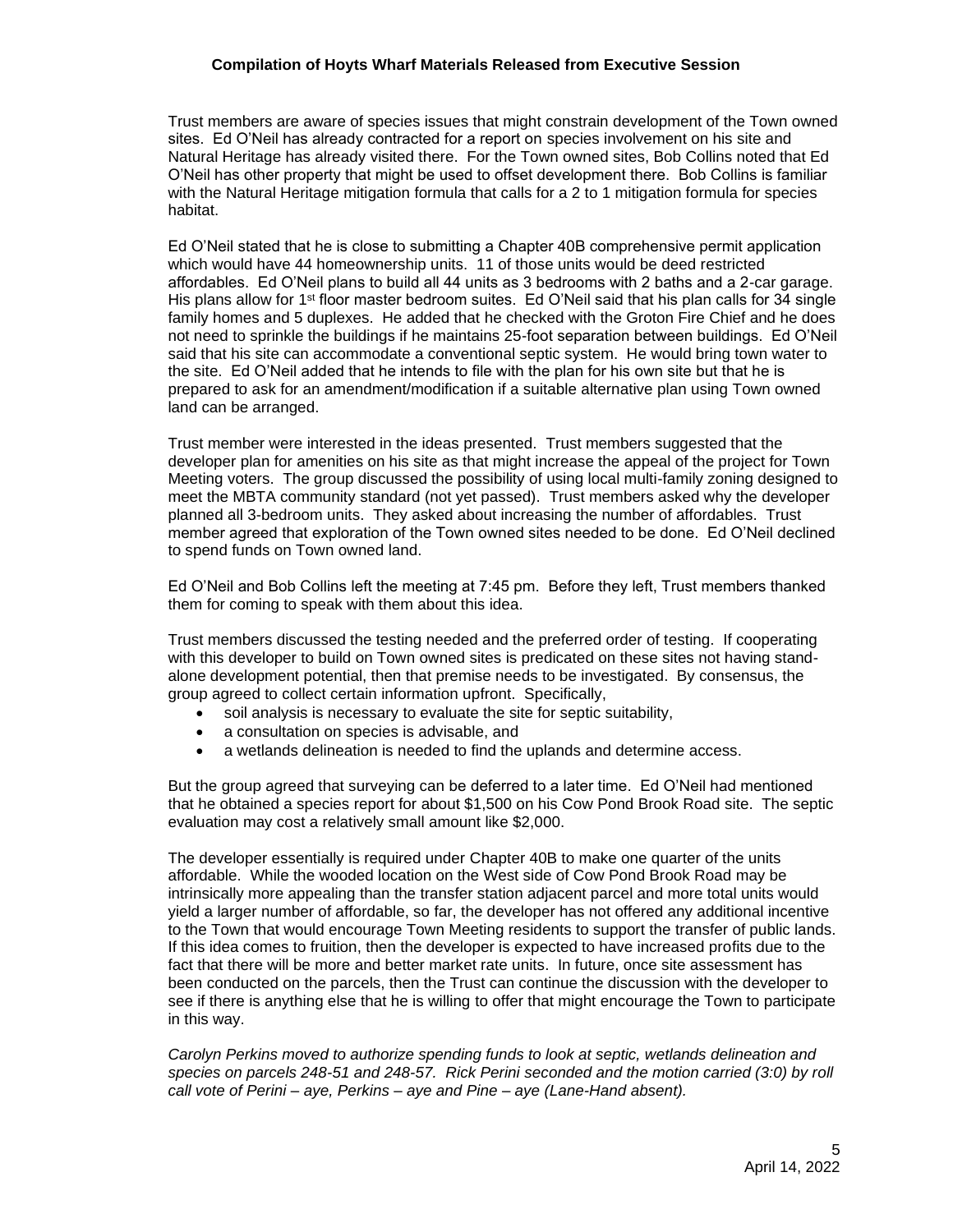Trust members are aware of species issues that might constrain development of the Town owned sites. Ed O'Neil has already contracted for a report on species involvement on his site and Natural Heritage has already visited there. For the Town owned sites, Bob Collins noted that Ed O'Neil has other property that might be used to offset development there. Bob Collins is familiar with the Natural Heritage mitigation formula that calls for a 2 to 1 mitigation formula for species habitat.

Ed O'Neil stated that he is close to submitting a Chapter 40B comprehensive permit application which would have 44 homeownership units. 11 of those units would be deed restricted affordables. Ed O'Neil plans to build all 44 units as 3 bedrooms with 2 baths and a 2-car garage. His plans allow for 1st floor master bedroom suites. Ed O'Neil said that his plan calls for 34 single family homes and 5 duplexes. He added that he checked with the Groton Fire Chief and he does not need to sprinkle the buildings if he maintains 25-foot separation between buildings. Ed O'Neil said that his site can accommodate a conventional septic system. He would bring town water to the site. Ed O'Neil added that he intends to file with the plan for his own site but that he is prepared to ask for an amendment/modification if a suitable alternative plan using Town owned land can be arranged.

Trust member were interested in the ideas presented. Trust members suggested that the developer plan for amenities on his site as that might increase the appeal of the project for Town Meeting voters. The group discussed the possibility of using local multi-family zoning designed to meet the MBTA community standard (not yet passed). Trust members asked why the developer planned all 3-bedroom units. They asked about increasing the number of affordables. Trust member agreed that exploration of the Town owned sites needed to be done. Ed O'Neil declined to spend funds on Town owned land.

Ed O'Neil and Bob Collins left the meeting at 7:45 pm. Before they left, Trust members thanked them for coming to speak with them about this idea.

Trust members discussed the testing needed and the preferred order of testing. If cooperating with this developer to build on Town owned sites is predicated on these sites not having stand-alone development potential, then that premise needs to be investigated. By consensus, the group agreed to collect certain information upfront. Specifically,

- soil analysis is necessary to evaluate the site for septic suitability,
- a consultation on species is advisable, and
- a wetlands delineation is needed to find the uplands and determine access.

But the group agreed that surveying can be deferred to a later time. Ed O'Neil had mentioned that he obtained a species report for about $1,500 on his Cow Pond Brook Road site. The septic evaluation may cost a relatively small amount like $2,000.

The developer essentially is required under Chapter 40B to make one quarter of the units affordable. While the wooded location on the West side of Cow Pond Brook Road may be intrinsically more appealing than the transfer station adjacent parcel and more total units would yield a larger number of affordable, so far, the developer has not offered any additional incentive to the Town that would encourage Town Meeting residents to support the transfer of public lands. If this idea comes to fruition, then the developer is expected to have increased profits due to the fact that there will be more and better market rate units. In future, once site assessment has been conducted on the parcels, then the Trust can continue the discussion with the developer to see if there is anything else that he is willing to offer that might encourage the Town to participate in this way.

*Carolyn Perkins moved to authorize spending funds to look at septic, wetlands delineation and species on parcels 248-51 and 248-57. Rick Perini seconded and the motion carried (3:0) by roll call vote of Perini – aye, Perkins – aye and Pine – aye (Lane-Hand absent).*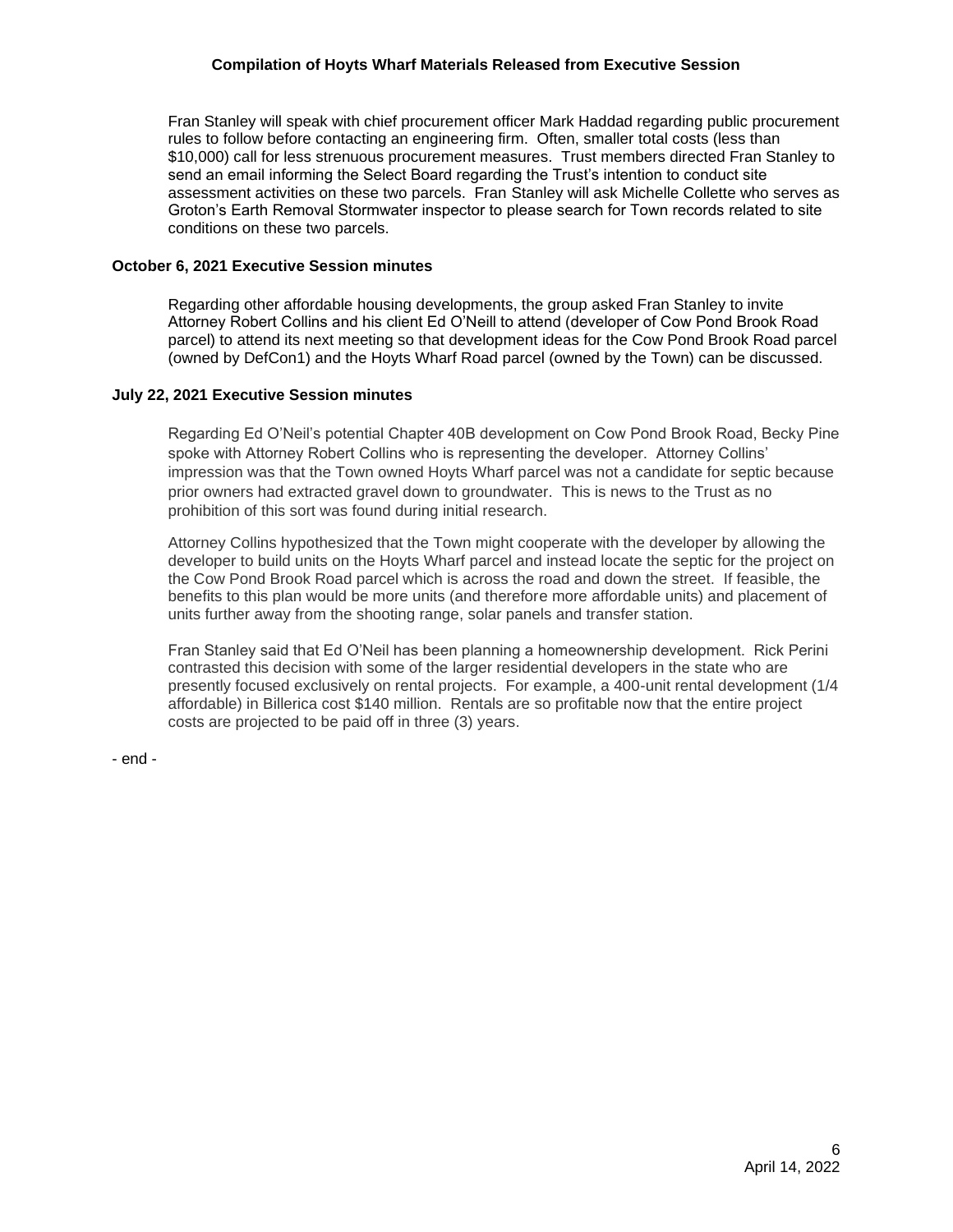Fran Stanley will speak with chief procurement officer Mark Haddad regarding public procurement rules to follow before contacting an engineering firm. Often, smaller total costs (less than $10,000) call for less strenuous procurement measures. Trust members directed Fran Stanley to send an email informing the Select Board regarding the Trust's intention to conduct site assessment activities on these two parcels. Fran Stanley will ask Michelle Collette who serves as Groton's Earth Removal Stormwater inspector to please search for Town records related to site conditions on these two parcels.

**October 6, 2021 Executive Session minutes**

Regarding other affordable housing developments, the group asked Fran Stanley to invite Attorney Robert Collins and his client Ed O'Neill to attend (developer of Cow Pond Brook Road parcel) to attend its next meeting so that development ideas for the Cow Pond Brook Road parcel (owned by DefCon1) and the Hoyts Wharf Road parcel (owned by the Town) can be discussed.

**July 22, 2021 Executive Session minutes**

Regarding Ed O'Neil's potential Chapter 40B development on Cow Pond Brook Road, Becky Pine spoke with Attorney Robert Collins who is representing the developer. Attorney Collins' impression was that the Town owned Hoyts Wharf parcel was not a candidate for septic because prior owners had extracted gravel down to groundwater. This is news to the Trust as no prohibition of this sort was found during initial research.

Attorney Collins hypothesized that the Town might cooperate with the developer by allowing the developer to build units on the Hoyts Wharf parcel and instead locate the septic for the project on the Cow Pond Brook Road parcel which is across the road and down the street. If feasible, the benefits to this plan would be more units (and therefore more affordable units) and placement of units further away from the shooting range, solar panels and transfer station.

Fran Stanley said that Ed O'Neil has been planning a homeownership development. Rick Perini contrasted this decision with some of the larger residential developers in the state who are presently focused exclusively on rental projects. For example, a 400-unit rental development (1/4 affordable) in Billerica cost $140 million. Rentals are so profitable now that the entire project costs are projected to be paid off in three (3) years.

- end -